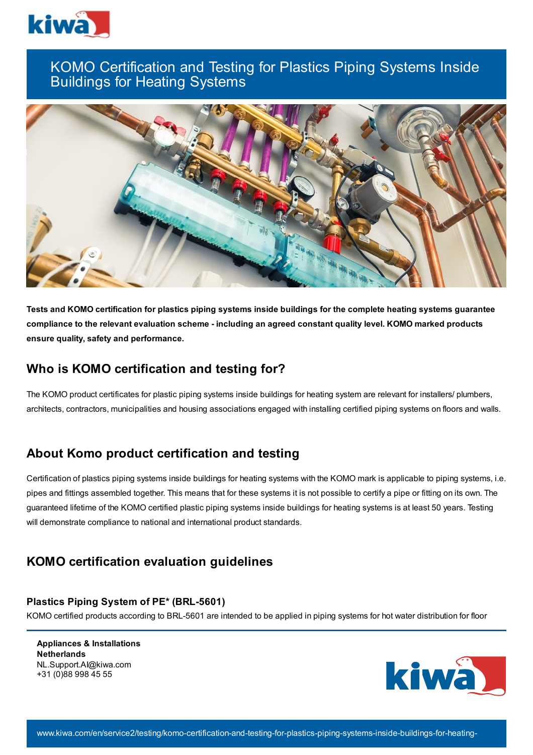# KOMO Certification and Testing for Plastics Piping Systems Inside Buildings for Heating Systems

**Tests and KOMO certification for plastics piping systems inside buildings for the complete heating systems guarantee compliance to the relevant evaluation scheme - including an agreed constant quality level. KOMO marked products ensure quality, safety and performance.**

## Who is KOMO certification and testing for?

The KOMO product certificates for plastic piping systems inside buildings for heating system are relevant for installers/ plumbers, architects, contractors, municipalities and housing associations engaged with installing certified piping systems on floors and walls.

## About Komo product certification and testing

Certification of plastics piping systems inside buildings for heating systems with the KOMO mark is applicable to piping systems, i.e. pipes and fittings assembled together. This means that for these systems it is not possible to certify a pipe or fitting on its own. The guaranteed lifetime of the KOMO certified plastic piping systems inside buildings for heating systems is at least 50 years. Testing will demonstrate compliance to national and international product standards.

## KOMO certification evaluation guidelines

### Plastics Piping System of PE* (BRL-5601)

KOMO certified products according to BRL-5601 are intended to be applied in piping systems for hot water distribution for floor

**Appliances & Installations**
**Netherlands**
NL.Support.AI@kiwa.com
+31 (0)88 998 45 55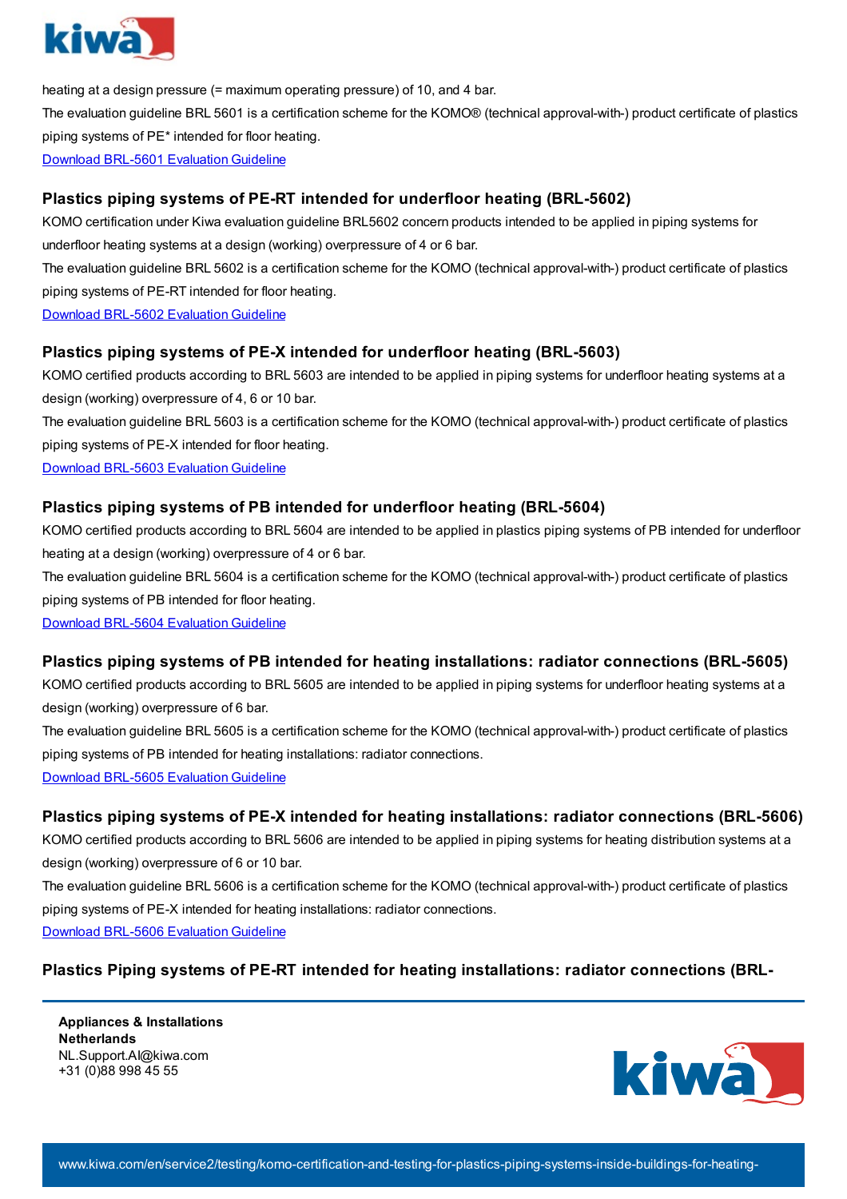heating at a design pressure (= maximum operating pressure) of 10, and 4 bar.

The evaluation guideline BRL 5601 is a certification scheme for the KOMO® (technical approval-with-) product certificate of plastics piping systems of PE* intended for floor heating.

[Download BRL-5601 Evaluation Guideline]

### Plastics piping systems of PE-RT intended for underfloor heating (BRL-5602)

KOMO certification under Kiwa evaluation guideline BRL5602 concern products intended to be applied in piping systems for underfloor heating systems at a design (working) overpressure of 4 or 6 bar.

The evaluation guideline BRL 5602 is a certification scheme for the KOMO (technical approval-with-) product certificate of plastics piping systems of PE-RT intended for floor heating.

[Download BRL-5602 Evaluation Guideline]

### Plastics piping systems of PE-X intended for underfloor heating (BRL-5603)

KOMO certified products according to BRL 5603 are intended to be applied in piping systems for underfloor heating systems at a design (working) overpressure of 4, 6 or 10 bar.

The evaluation guideline BRL 5603 is a certification scheme for the KOMO (technical approval-with-) product certificate of plastics piping systems of PE-X intended for floor heating.

[Download BRL-5603 Evaluation Guideline]

### Plastics piping systems of PB intended for underfloor heating (BRL-5604)

KOMO certified products according to BRL 5604 are intended to be applied in plastics piping systems of PB intended for underfloor heating at a design (working) overpressure of 4 or 6 bar.

The evaluation guideline BRL 5604 is a certification scheme for the KOMO (technical approval-with-) product certificate of plastics piping systems of PB intended for floor heating.

[Download BRL-5604 Evaluation Guideline]

### Plastics piping systems of PB intended for heating installations: radiator connections (BRL-5605)

KOMO certified products according to BRL 5605 are intended to be applied in piping systems for underfloor heating systems at a design (working) overpressure of 6 bar.

The evaluation guideline BRL 5605 is a certification scheme for the KOMO (technical approval-with-) product certificate of plastics piping systems of PB intended for heating installations: radiator connections.

[Download BRL-5605 Evaluation Guideline]

### Plastics piping systems of PE-X intended for heating installations: radiator connections (BRL-5606)

KOMO certified products according to BRL 5606 are intended to be applied in piping systems for heating distribution systems at a design (working) overpressure of 6 or 10 bar.

The evaluation guideline BRL 5606 is a certification scheme for the KOMO (technical approval-with-) product certificate of plastics piping systems of PE-X intended for heating installations: radiator connections.

[Download BRL-5606 Evaluation Guideline]

### Plastics Piping systems of PE-RT intended for heating installations: radiator connections (BRL-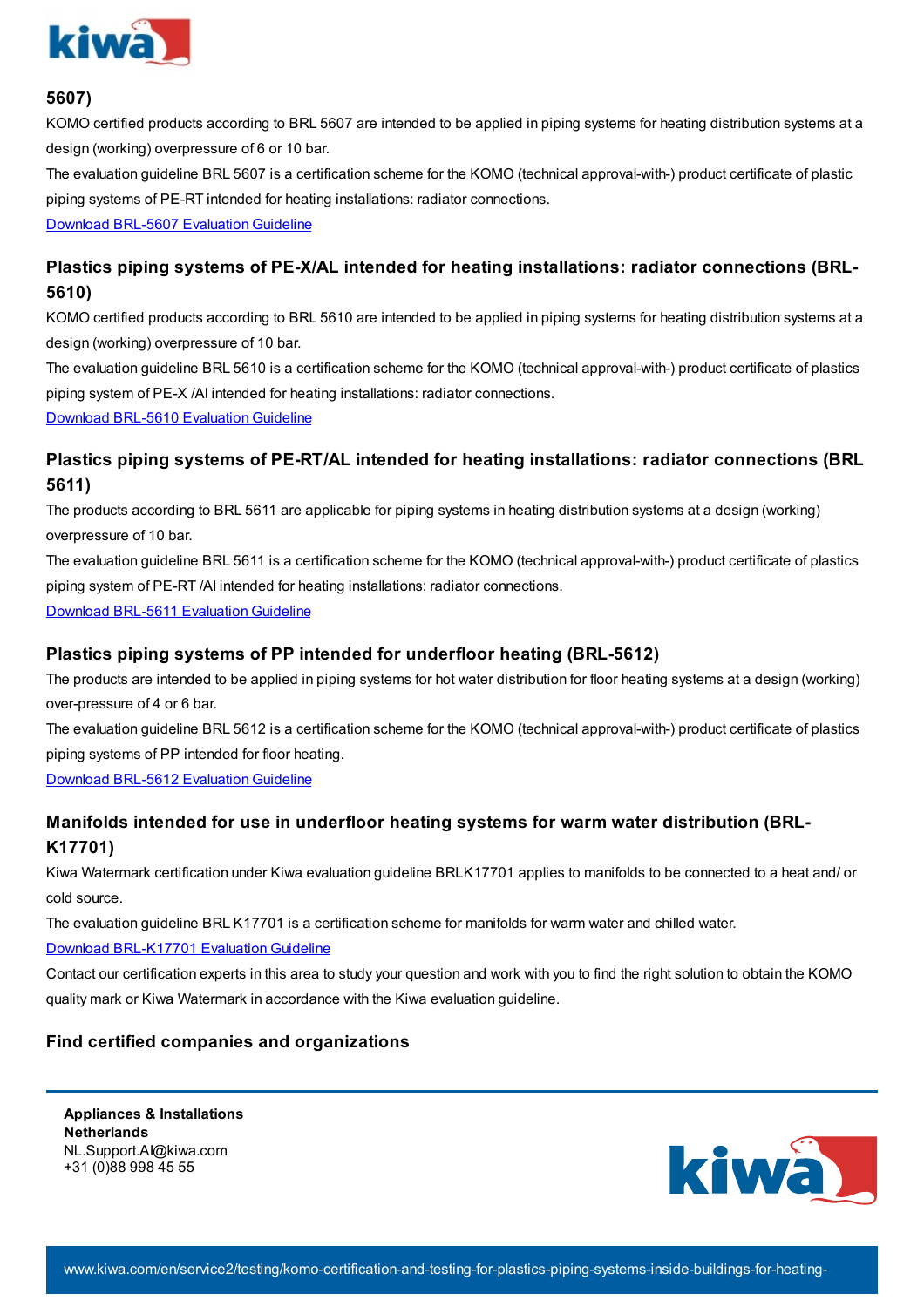5607)

KOMO certified products according to BRL 5607 are intended to be applied in piping systems for heating distribution systems at a design (working) overpressure of 6 or 10 bar.

The evaluation guideline BRL 5607 is a certification scheme for the KOMO (technical approval-with-) product certificate of plastic piping systems of PE-RT intended for heating installations: radiator connections.

[Download BRL-5607 Evaluation Guideline]

### Plastics piping systems of PE-X/AL intended for heating installations: radiator connections (BRL-5610)

KOMO certified products according to BRL 5610 are intended to be applied in piping systems for heating distribution systems at a design (working) overpressure of 10 bar.

The evaluation guideline BRL 5610 is a certification scheme for the KOMO (technical approval-with-) product certificate of plastics piping system of PE-X /Al intended for heating installations: radiator connections.

[Download BRL-5610 Evaluation Guideline]

### Plastics piping systems of PE-RT/AL intended for heating installations: radiator connections (BRL 5611)

The products according to BRL 5611 are applicable for piping systems in heating distribution systems at a design (working) overpressure of 10 bar.

The evaluation guideline BRL 5611 is a certification scheme for the KOMO (technical approval-with-) product certificate of plastics piping system of PE-RT /Al intended for heating installations: radiator connections.

[Download BRL-5611 Evaluation Guideline]

### Plastics piping systems of PP intended for underfloor heating (BRL-5612)

The products are intended to be applied in piping systems for hot water distribution for floor heating systems at a design (working) over-pressure of 4 or 6 bar.

The evaluation guideline BRL 5612 is a certification scheme for the KOMO (technical approval-with-) product certificate of plastics piping systems of PP intended for floor heating.

[Download BRL-5612 Evaluation Guideline]

### Manifolds intended for use in underfloor heating systems for warm water distribution (BRL-K17701)

Kiwa Watermark certification under Kiwa evaluation guideline BRLK17701 applies to manifolds to be connected to a heat and/ or cold source.

The evaluation guideline BRL K17701 is a certification scheme for manifolds for warm water and chilled water.

[Download BRL-K17701 Evaluation Guideline]

Contact our certification experts in this area to study your question and work with you to find the right solution to obtain the KOMO quality mark or Kiwa Watermark in accordance with the Kiwa evaluation guideline.

### Find certified companies and organizations

**Appliances & Installations Netherlands**
NL.Support.AI@kiwa.com
+31 (0)88 998 45 55

www.kiwa.com/en/service2/testing/komo-certification-and-testing-for-plastics-piping-systems-inside-buildings-for-heating-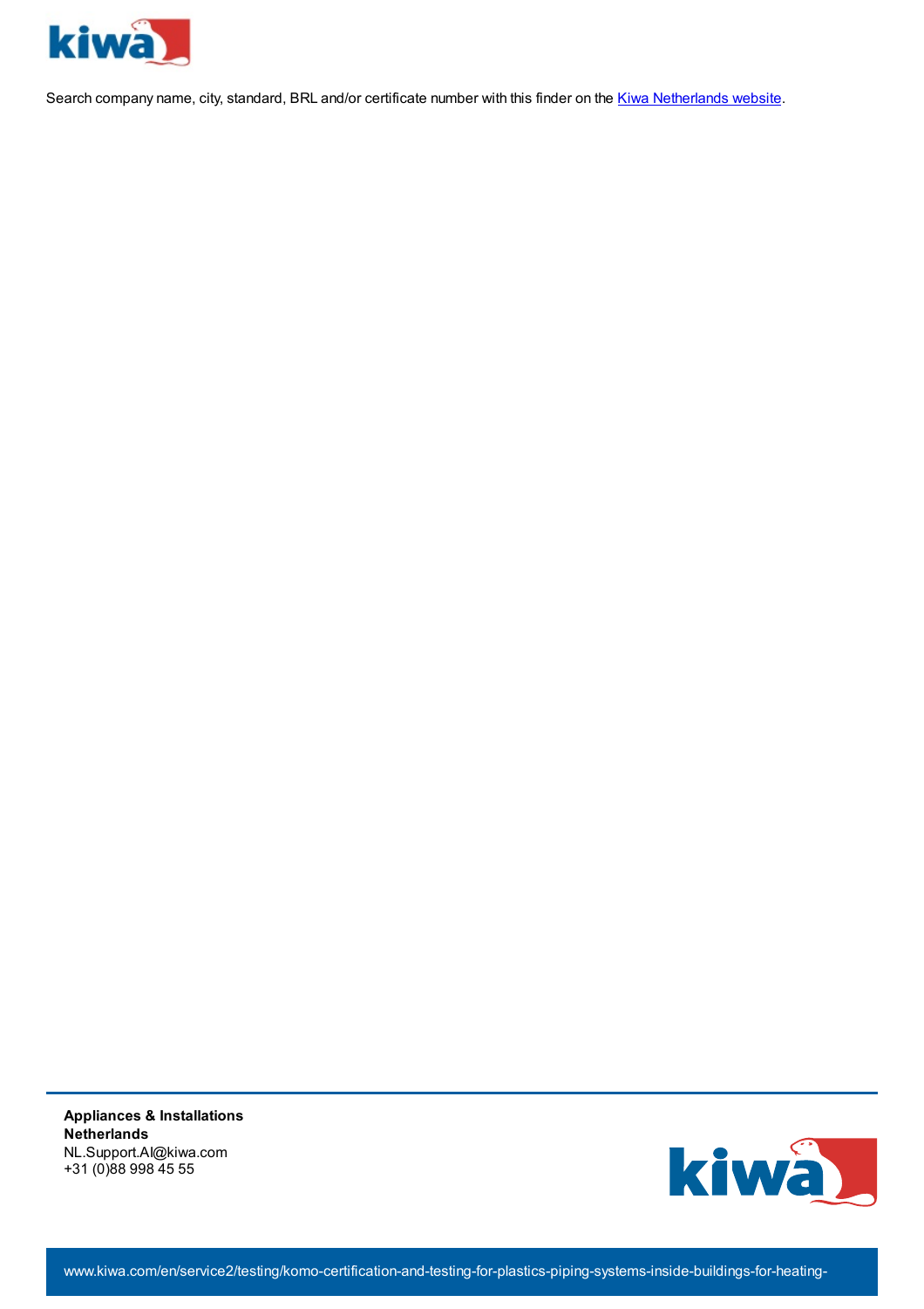Search company name, city, standard, BRL and/or certificate number with this finder on the Kiwa Netherlands website.